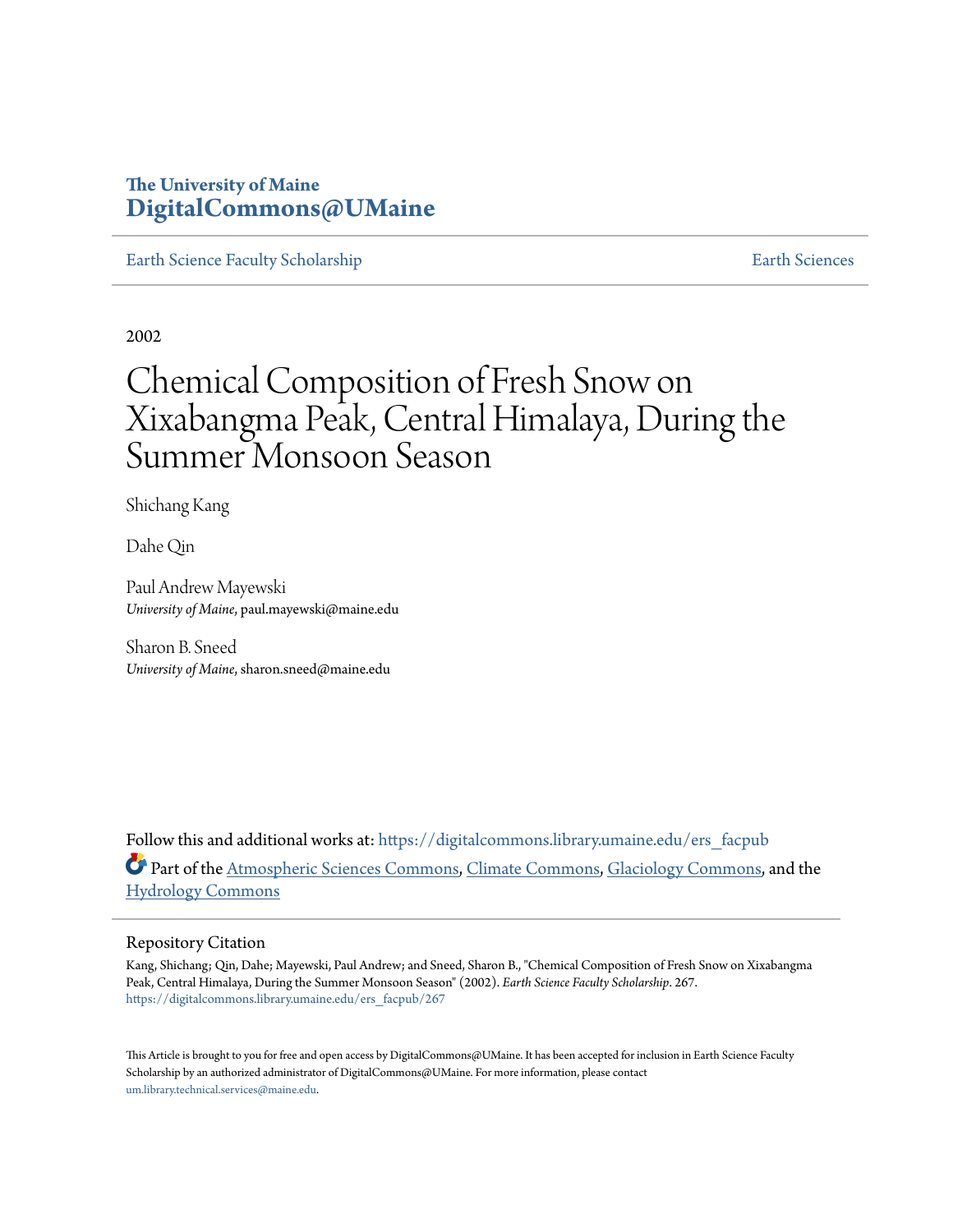The University of Maine
**DigitalCommons@UMaine**

Earth Science Faculty Scholarship — Earth Sciences

2002

# Chemical Composition of Fresh Snow on Xixabangma Peak, Central Himalaya, During the Summer Monsoon Season

Shichang Kang

Dahe Qin

Paul Andrew Mayewski
*University of Maine*, paul.mayewski@maine.edu

Sharon B. Sneed
*University of Maine*, sharon.sneed@maine.edu

Follow this and additional works at: https://digitalcommons.library.umaine.edu/ers_facpub

Part of the Atmospheric Sciences Commons, Climate Commons, Glaciology Commons, and the Hydrology Commons

## Repository Citation

Kang, Shichang; Qin, Dahe; Mayewski, Paul Andrew; and Sneed, Sharon B., "Chemical Composition of Fresh Snow on Xixabangma Peak, Central Himalaya, During the Summer Monsoon Season" (2002). *Earth Science Faculty Scholarship*. 267.
https://digitalcommons.library.umaine.edu/ers_facpub/267

This Article is brought to you for free and open access by DigitalCommons@UMaine. It has been accepted for inclusion in Earth Science Faculty Scholarship by an authorized administrator of DigitalCommons@UMaine. For more information, please contact um.library.technical.services@maine.edu.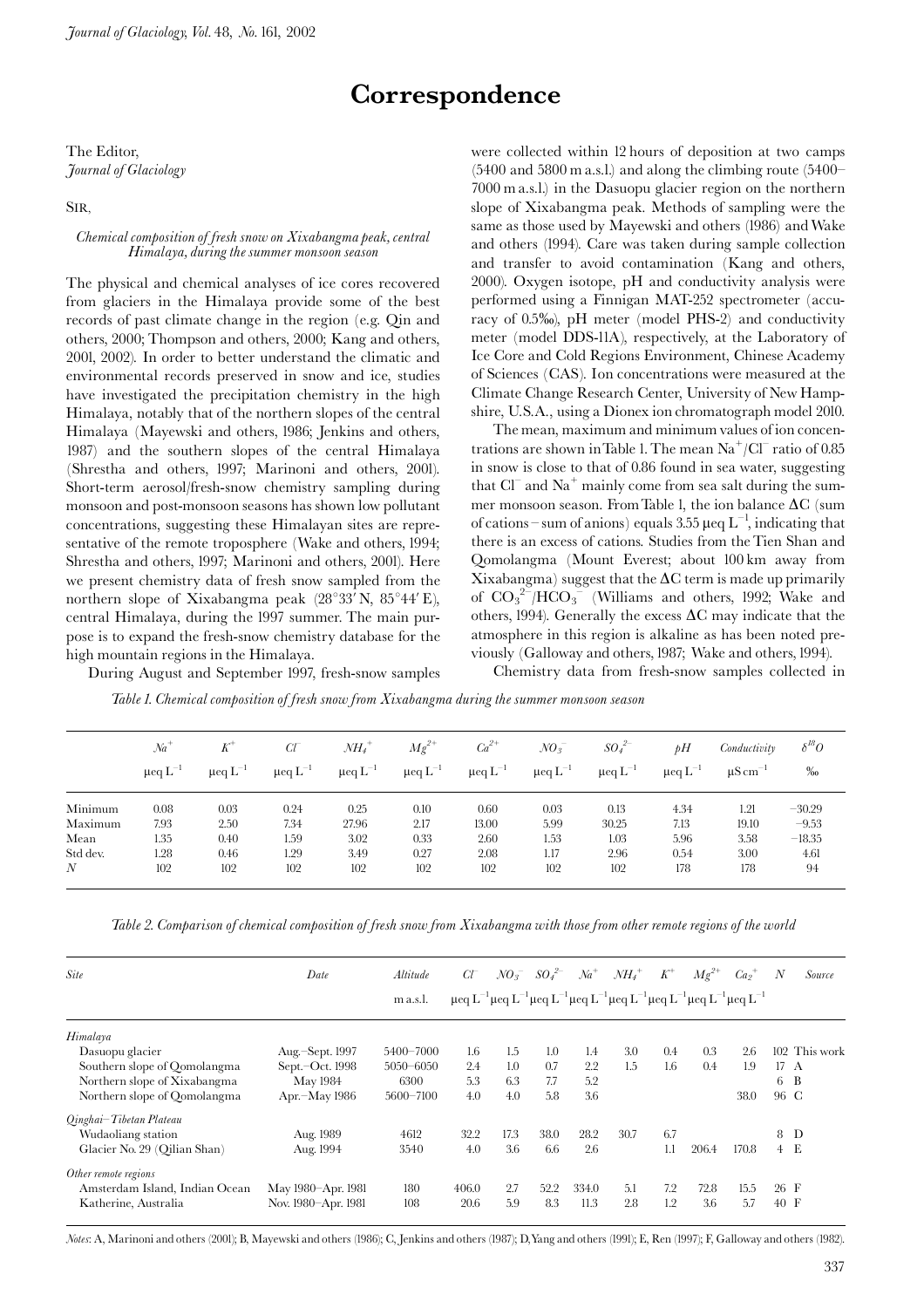# Correspondence

The Editor,
*Journal of Glaciology*

SIR,

*Chemical composition of fresh snow on Xixabangma peak, central Himalaya, during the summer monsoon season*

The physical and chemical analyses of ice cores recovered from glaciers in the Himalaya provide some of the best records of past climate change in the region (e.g. Qin and others, 2000; Thompson and others, 2000; Kang and others, 2001, 2002). In order to better understand the climatic and environmental records preserved in snow and ice, studies have investigated the precipitation chemistry in the high Himalaya, notably that of the northern slopes of the central Himalaya (Mayewski and others, 1986; Jenkins and others, 1987) and the southern slopes of the central Himalaya (Shrestha and others, 1997; Marinoni and others, 2001). Short-term aerosol/fresh-snow chemistry sampling during monsoon and post-monsoon seasons has shown low pollutant concentrations, suggesting these Himalayan sites are representative of the remote troposphere (Wake and others, 1994; Shrestha and others, 1997; Marinoni and others, 2001). Here we present chemistry data of fresh snow sampled from the northern slope of Xixabangma peak (28°33′ N, 85°44′ E), central Himalaya, during the 1997 summer. The main purpose is to expand the fresh-snow chemistry database for the high mountain regions in the Himalaya.

During August and September 1997, fresh-snow samples were collected within 12 hours of deposition at two camps (5400 and 5800 m a.s.l.) and along the climbing route (5400–7000 m a.s.l.) in the Dasuopu glacier region on the northern slope of Xixabangma peak. Methods of sampling were the same as those used by Mayewski and others (1986) and Wake and others (1994). Care was taken during sample collection and transfer to avoid contamination (Kang and others, 2000). Oxygen isotope, pH and conductivity analysis were performed using a Finnigan MAT-252 spectrometer (accuracy of 0.5‰), pH meter (model PHS-2) and conductivity meter (model DDS-11A), respectively, at the Laboratory of Ice Core and Cold Regions Environment, Chinese Academy of Sciences (CAS). Ion concentrations were measured at the Climate Change Research Center, University of New Hampshire, U.S.A., using a Dionex ion chromatograph model 2010.

The mean, maximum and minimum values of ion concentrations are shown in Table 1. The mean $Na^+/Cl^-$ ratio of 0.85 in snow is close to that of 0.86 found in sea water, suggesting that $Cl^-$ and $Na^+$ mainly come from sea salt during the summer monsoon season. From Table 1, the ion balance $\Delta C$ (sum of cations – sum of anions) equals 3.55 $\mu eq\,L^{-1}$, indicating that there is an excess of cations. Studies from the Tien Shan and Qomolangma (Mount Everest; about 100 km away from Xixabangma) suggest that the $\Delta C$ term is made up primarily of $CO_3^{2-}/HCO_3^-$ (Williams and others, 1992; Wake and others, 1994). Generally the excess $\Delta C$ may indicate that the atmosphere in this region is alkaline as has been noted previously (Galloway and others, 1987; Wake and others, 1994).

Chemistry data from fresh-snow samples collected in

*Table 1. Chemical composition of fresh snow from Xixabangma during the summer monsoon season*

| | $Na^+$ $\mu eq\,L^{-1}$ | $K^+$ $\mu eq\,L^{-1}$ | $Cl^-$ $\mu eq\,L^{-1}$ | $NH_4^+$ $\mu eq\,L^{-1}$ | $Mg^{2+}$ $\mu eq\,L^{-1}$ | $Ca^{2+}$ $\mu eq\,L^{-1}$ | $NO_3^-$ $\mu eq\,L^{-1}$ | $SO_4^{2-}$ $\mu eq\,L^{-1}$ | pH $\mu eq\,L^{-1}$ | Conductivity $\mu S\,cm^{-1}$ | $\delta^{18}O$ ‰ |
|---|---|---|---|---|---|---|---|---|---|---|---|
| Minimum | 0.08 | 0.03 | 0.24 | 0.25 | 0.10 | 0.60 | 0.03 | 0.13 | 4.34 | 1.21 | −30.29 |
| Maximum | 7.93 | 2.50 | 7.34 | 27.96 | 2.17 | 13.00 | 5.99 | 30.25 | 7.13 | 19.10 | −9.53 |
| Mean | 1.35 | 0.40 | 1.59 | 3.02 | 0.33 | 2.60 | 1.53 | 1.03 | 5.96 | 3.58 | −18.35 |
| Std dev. | 1.28 | 0.46 | 1.29 | 3.49 | 0.27 | 2.08 | 1.17 | 2.96 | 0.54 | 3.00 | 4.61 |
| *N* | 102 | 102 | 102 | 102 | 102 | 102 | 102 | 102 | 178 | 178 | 94 |

*Table 2. Comparison of chemical composition of fresh snow from Xixabangma with those from other remote regions of the world*

| Site | Date | Altitude m a.s.l. | $Cl^-$ $\mu eq\,L^{-1}$ | $NO_3^-$ $\mu eq\,L^{-1}$ | $SO_4^{2-}$ $\mu eq\,L^{-1}$ | $Na^+$ $\mu eq\,L^{-1}$ | $NH_4^+$ $\mu eq\,L^{-1}$ | $K^+$ $\mu eq\,L^{-1}$ | $Mg^{2+}$ $\mu eq\,L^{-1}$ | $Ca_2^+$ $\mu eq\,L^{-1}$ | *N* | Source |
|---|---|---|---|---|---|---|---|---|---|---|---|---|
| *Himalaya* | | | | | | | | | | | | |
| Dasuopu glacier | Aug.–Sept. 1997 | 5400–7000 | 1.6 | 1.5 | 1.0 | 1.4 | 3.0 | 0.4 | 0.3 | 2.6 | 102 | This work |
| Southern slope of Qomolangma | Sept.–Oct. 1998 | 5050–6050 | 2.4 | 1.0 | 0.7 | 2.2 | 1.5 | 1.6 | 0.4 | 1.9 | 17 | A |
| Northern slope of Xixabangma | May 1984 | 6300 | 5.3 | 6.3 | 7.7 | 5.2 | | | | | 6 | B |
| Northern slope of Qomolangma | Apr.–May 1986 | 5600–7100 | 4.0 | 4.0 | 5.8 | 3.6 | | | | 38.0 | 96 | C |
| *Qinghai–Tibetan Plateau* | | | | | | | | | | | | |
| Wudaoliang station | Aug. 1989 | 4612 | 32.2 | 17.3 | 38.0 | 28.2 | 30.7 | 6.7 | | | 8 | D |
| Glacier No. 29 (Qilian Shan) | Aug. 1994 | 3540 | 4.0 | 3.6 | 6.6 | 2.6 | | 1.1 | 206.4 | 170.8 | 4 | E |
| *Other remote regions* | | | | | | | | | | | | |
| Amsterdam Island, Indian Ocean | May 1980–Apr. 1981 | 180 | 406.0 | 2.7 | 52.2 | 334.0 | 5.1 | 7.2 | 72.8 | 15.5 | 26 | F |
| Katherine, Australia | Nov. 1980–Apr. 1981 | 108 | 20.6 | 5.9 | 8.3 | 11.3 | 2.8 | 1.2 | 3.6 | 5.7 | 40 | F |

*Notes*: A, Marinoni and others (2001); B, Mayewski and others (1986); C, Jenkins and others (1987); D, Yang and others (1991); E, Ren (1997); F, Galloway and others (1982).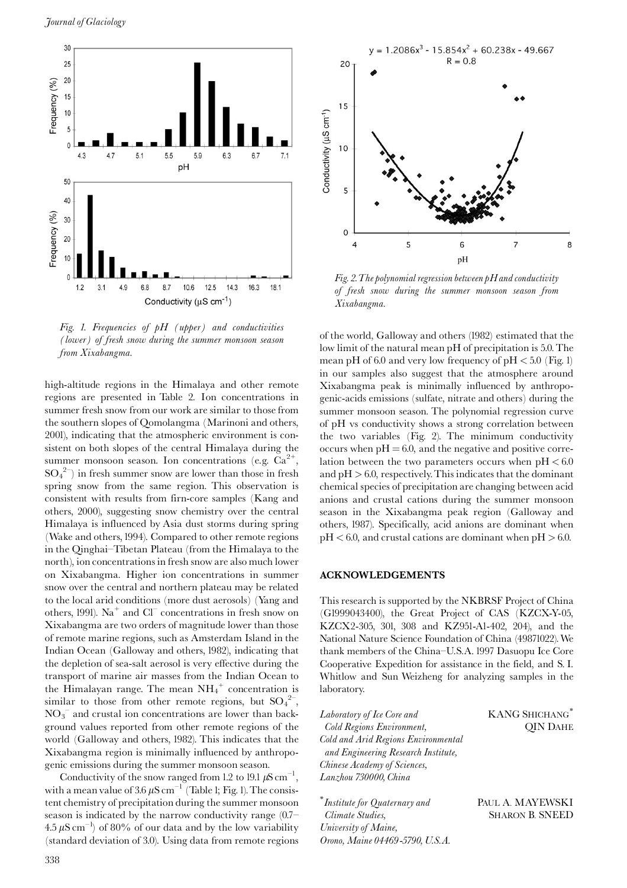Fig. 1. Frequencies of pH (upper) and conductivities (lower) of fresh snow during the summer monsoon season from Xixabangma.

Fig. 2. The polynomial regression between pH and conductivity of fresh snow during the summer monsoon season from Xixabangma.

high-altitude regions in the Himalaya and other remote regions are presented in Table 2. Ion concentrations in summer fresh snow from our work are similar to those from the southern slopes of Qomolangma (Marinoni and others, 2001), indicating that the atmospheric environment is consistent on both slopes of the central Himalaya during the summer monsoon season. Ion concentrations (e.g. $Ca^{2+}$, $SO_4^{2-}$) in fresh summer snow are lower than those in fresh spring snow from the same region. This observation is consistent with results from firn-core samples (Kang and others, 2000), suggesting snow chemistry over the central Himalaya is influenced by Asia dust storms during spring (Wake and others, 1994). Compared to other remote regions in the Qinghai–Tibetan Plateau (from the Himalaya to the north), ion concentrations in fresh snow are also much lower on Xixabangma. Higher ion concentrations in summer snow over the central and northern plateau may be related to the local arid conditions (more dust aerosols) (Yang and others, 1991). $Na^+$ and $Cl^-$ concentrations in fresh snow on Xixabangma are two orders of magnitude lower than those of remote marine regions, such as Amsterdam Island in the Indian Ocean (Galloway and others, 1982), indicating that the depletion of sea-salt aerosol is very effective during the transport of marine air masses from the Indian Ocean to the Himalayan range. The mean $NH_4^+$ concentration is similar to those from other remote regions, but $SO_4^{2-}$, $NO_3^-$ and crustal ion concentrations are lower than background values reported from other remote regions of the world (Galloway and others, 1982). This indicates that the Xixabangma region is minimally influenced by anthropogenic emissions during the summer monsoon season.

Conductivity of the snow ranged from 1.2 to 19.1 $\mu S\,cm^{-1}$, with a mean value of 3.6 $\mu S\,cm^{-1}$ (Table 1; Fig. 1). The consistent chemistry of precipitation during the summer monsoon season is indicated by the narrow conductivity range (0.7–4.5 $\mu S\,cm^{-1}$) of 80% of our data and by the low variability (standard deviation of 3.0). Using data from remote regions of the world, Galloway and others (1982) estimated that the low limit of the natural mean pH of precipitation is 5.0. The mean pH of 6.0 and very low frequency of pH < 5.0 (Fig. 1) in our samples also suggest that the atmosphere around Xixabangma peak is minimally influenced by anthropogenic-acids emissions (sulfate, nitrate and others) during the summer monsoon season. The polynomial regression curve of pH vs conductivity shows a strong correlation between the two variables (Fig. 2). The minimum conductivity occurs when pH = 6.0, and the negative and positive correlation between the two parameters occurs when pH < 6.0 and pH > 6.0, respectively. This indicates that the dominant chemical species of precipitation are changing between acid anions and crustal cations during the summer monsoon season in the Xixabangma peak region (Galloway and others, 1987). Specifically, acid anions are dominant when pH < 6.0, and crustal cations are dominant when pH > 6.0.

## ACKNOWLEDGEMENTS

This research is supported by the NKBRSF Project of China (G1999043400), the Great Project of CAS (KZCX-Y-05, KZCX2-305, 301, 308 and KZ951-A1-402, 204), and the National Nature Science Foundation of China (49871022). We thank members of the China–U.S.A. 1997 Dasuopu Ice Core Cooperative Expedition for assistance in the field, and S. I. Whitlow and Sun Weizheng for analyzing samples in the laboratory.

*Laboratory of Ice Core and Cold Regions Environment, Cold and Arid Regions Environmental and Engineering Research Institute, Chinese Academy of Sciences, Lanzhou 730000, China*

KANG SHICHANG*
QIN DAHE

*Institute for Quaternary and Climate Studies, University of Maine, Orono, Maine 04469-5790, U.S.A.*

PAUL A. MAYEWSKI
SHARON B. SNEED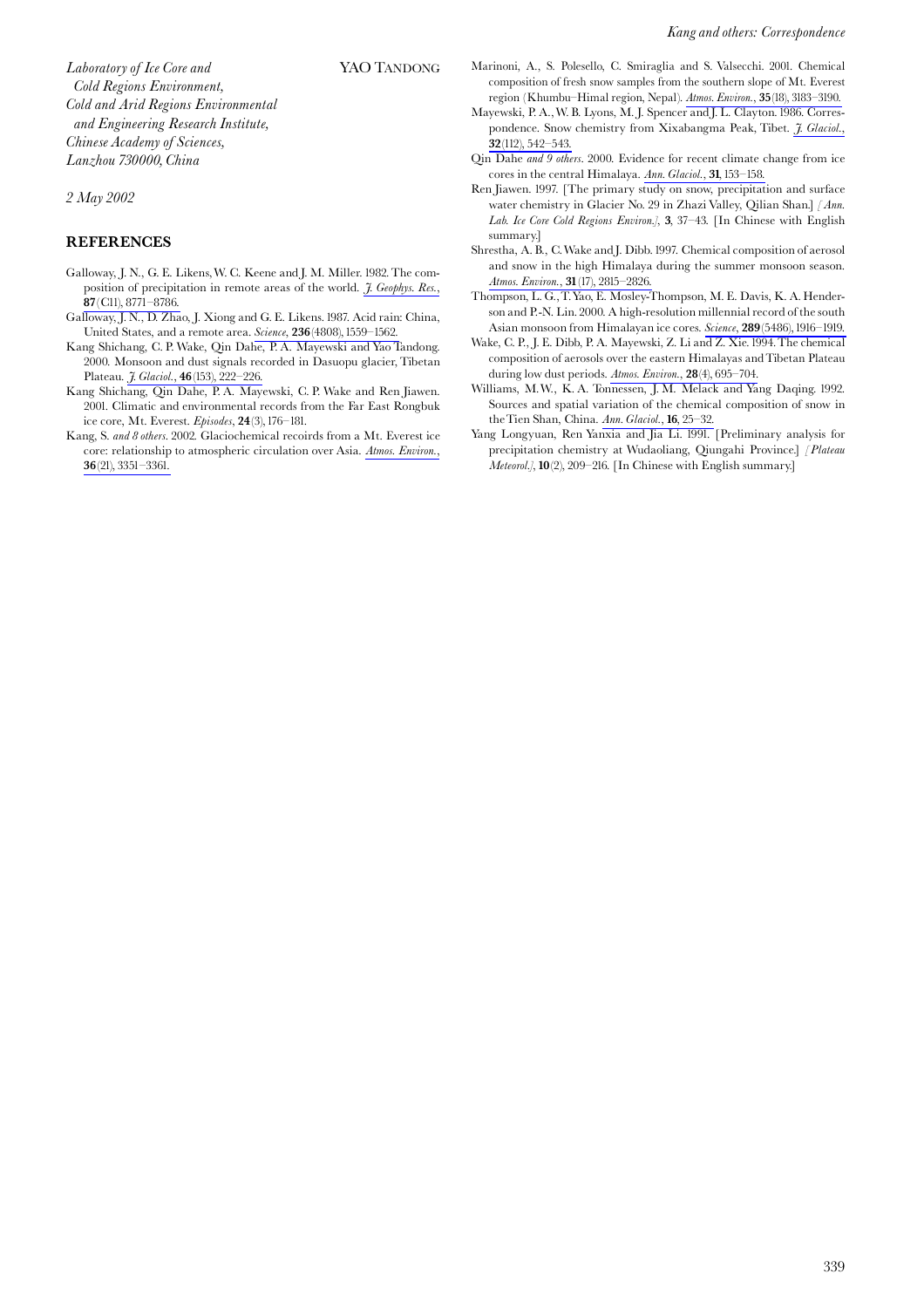*Laboratory of Ice Core and Cold Regions Environment,*
*Cold and Arid Regions Environmental and Engineering Research Institute,*
*Chinese Academy of Sciences,*
*Lanzhou 730000, China*

YAO TANDONG

*2 May 2002*

## REFERENCES

Galloway, J. N., G. E. Likens, W. C. Keene and J. M. Miller. 1982. The composition of precipitation in remote areas of the world. *J. Geophys. Res.*, **87**(C11), 8771–8786.

Galloway, J. N., D. Zhao, J. Xiong and G. E. Likens. 1987. Acid rain: China, United States, and a remote area. *Science*, **236**(4808), 1559–1562.

Kang Shichang, C. P. Wake, Qin Dahe, P. A. Mayewski and Yao Tandong. 2000. Monsoon and dust signals recorded in Dasuopu glacier, Tibetan Plateau. *J. Glaciol.*, **46**(153), 222–226.

Kang Shichang, Qin Dahe, P. A. Mayewski, C. P. Wake and Ren Jiawen. 2001. Climatic and environmental records from the Far East Rongbuk ice core, Mt. Everest. *Episodes*, **24**(3), 176–181.

Kang, S. *and 8 others*. 2002. Glaciochemical recoirds from a Mt. Everest ice core: relationship to atmospheric circulation over Asia. *Atmos. Environ.*, **36**(21), 3351–3361.

Marinoni, A., S. Polesello, C. Smiraglia and S. Valsecchi. 2001. Chemical composition of fresh snow samples from the southern slope of Mt. Everest region (Khumbu–Himal region, Nepal). *Atmos. Environ.*, **35**(18), 3183–3190.

Mayewski, P. A., W. B. Lyons, M. J. Spencer and J. L. Clayton. 1986. Correspondence. Snow chemistry from Xixabangma Peak, Tibet. *J. Glaciol.*, **32**(112), 542–543.

Qin Dahe *and 9 others*. 2000. Evidence for recent climate change from ice cores in the central Himalaya. *Ann. Glaciol.*, **31**, 153–158.

Ren Jiawen. 1997. [The primary study on snow, precipitation and surface water chemistry in Glacier No. 29 in Zhazi Valley, Qilian Shan.] *[Ann. Lab. Ice Core Cold Regions Environ.]*, **3**, 37–43. [In Chinese with English summary.]

Shrestha, A. B., C. Wake and J. Dibb. 1997. Chemical composition of aerosol and snow in the high Himalaya during the summer monsoon season. *Atmos. Environ.*, **31**(17), 2815–2826.

Thompson, L. G., T. Yao, E. Mosley-Thompson, M. E. Davis, K. A. Henderson and P.-N. Lin. 2000. A high-resolution millennial record of the south Asian monsoon from Himalayan ice cores. *Science*, **289**(5486), 1916–1919.

Wake, C. P., J. E. Dibb, P. A. Mayewski, Z. Li and Z. Xie. 1994. The chemical composition of aerosols over the eastern Himalayas and Tibetan Plateau during low dust periods. *Atmos. Environ.*, **28**(4), 695–704.

Williams, M. W., K. A. Tonnessen, J. M. Melack and Yang Daqing. 1992. Sources and spatial variation of the chemical composition of snow in the Tien Shan, China. *Ann. Glaciol.*, **16**, 25–32.

Yang Longyuan, Ren Yanxia and Jia Li. 1991. [Preliminary analysis for precipitation chemistry at Wudaoliang, Qiungahi Province.] *[Plateau Meteorol.]*, **10**(2), 209–216. [In Chinese with English summary.]